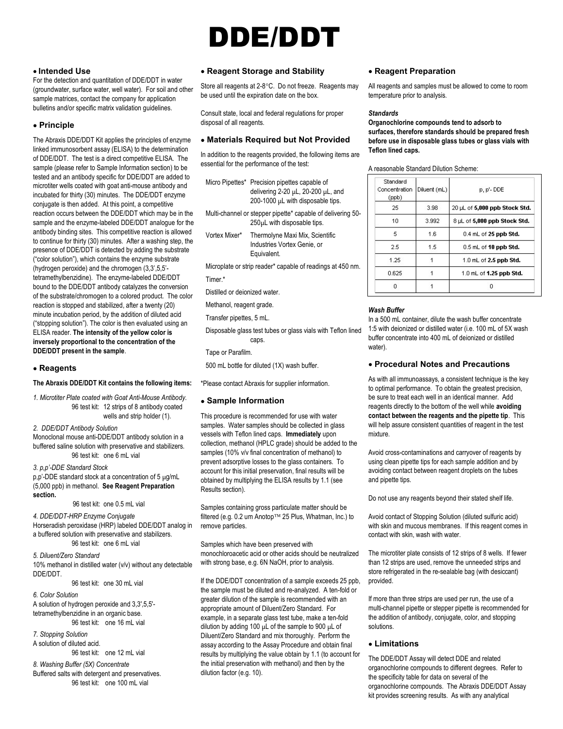# DDE/DDT

## • Intended Use

For the detection and quantitation of DDE/DDT in water (groundwater, surface water, well water). For soil and other sample matrices, contact the company for application bulletins and/or specific matrix validation guidelines.

## • Principle

The Abraxis DDE/DDT Kit applies the principles of enzyme linked immunosorbent assay (ELISA) to the determination of DDE/DDT. The test is a direct competitive ELISA. The sample (please refer to Sample Information section) to be tested and an antibody specific for DDE/DDT are added to microtiter wells coated with goat anti-mouse antibody and incubated for thirty (30) minutes. The DDE/DDT enzyme conjugate is then added. At this point, a competitive reaction occurs between the DDE/DDT which may be in the sample and the enzyme-labeled DDE/DDT analogue for the antibody binding sites. This competitive reaction is allowed to continue for thirty (30) minutes. After a washing step, the presence of DDE/DDT is detected by adding the substrate ("color solution"), which contains the enzyme substrate (hydrogen peroxide) and the chromogen (3,3',5,5'-tetramethylbenzidine). The enzyme-labeled DDE/DDT bound to the DDE/DDT antibody catalyzes the conversion of the substrate/chromogen to a colored product. The color reaction is stopped and stabilized, after a twenty (20) minute incubation period, by the addition of diluted acid ("stopping solution"). The color is then evaluated using an ELISA reader. **The intensity of the yellow color is inversely proportional to the concentration of the DDE/DDT present in the sample**.

## • Reagents

**The Abraxis DDE/DDT Kit contains the following items:**

*1. Microtiter Plate coated with Goat Anti-Mouse Antibody.*
96 test kit: 12 strips of 8 antibody coated wells and strip holder (1).

*2. DDE/DDT Antibody Solution*
Monoclonal mouse anti-DDE/DDT antibody solution in a buffered saline solution with preservative and stabilizers.
96 test kit: one 6 mL vial

*3. p,p'-DDE Standard Stock*
p,p'-DDE standard stock at a concentration of 5 µg/mL (5,000 ppb) in methanol. **See Reagent Preparation section.**
96 test kit: one 0.5 mL vial

*4. DDE/DDT-HRP Enzyme Conjugate*
Horseradish peroxidase (HRP) labeled DDE/DDT analog in a buffered solution with preservative and stabilizers.
96 test kit: one 6 mL vial

*5. Diluent/Zero Standard*
10% methanol in distilled water (v/v) without any detectable DDE/DDT.
96 test kit: one 30 mL vial

*6. Color Solution*
A solution of hydrogen peroxide and 3,3',5,5'-tetramethylbenzidine in an organic base.
96 test kit: one 16 mL vial

*7. Stopping Solution*
A solution of diluted acid.
96 test kit: one 12 mL vial

*8. Washing Buffer (5X) Concentrate*
Buffered salts with detergent and preservatives.
96 test kit: one 100 mL vial

## • Reagent Storage and Stability

Store all reagents at 2-8°C. Do not freeze. Reagents may be used until the expiration date on the box.

Consult state, local and federal regulations for proper disposal of all reagents.

## • Materials Required but Not Provided

In addition to the reagents provided, the following items are essential for the performance of the test:

- Micro Pipettes* Precision pipettes capable of delivering 2-20 µL, 20-200 µL, and 200-1000 µL with disposable tips.
- Multi-channel or stepper pipette* capable of delivering 50-250µL with disposable tips.
- Vortex Mixer* Thermolyne Maxi Mix, Scientific Industries Vortex Genie, or Equivalent.
- Microplate or strip reader* capable of readings at 450 nm.
- Timer.*
- Distilled or deionized water.
- Methanol, reagent grade.
- Transfer pipettes, 5 mL.
- Disposable glass test tubes or glass vials with Teflon lined caps.
- Tape or Parafilm.
- 500 mL bottle for diluted (1X) wash buffer.

*Please contact Abraxis for supplier information.

## • Sample Information

This procedure is recommended for use with water samples. Water samples should be collected in glass vessels with Teflon lined caps. **Immediately** upon collection, methanol (HPLC grade) should be added to the samples (10% v/v final concentration of methanol) to prevent adsorptive losses to the glass containers. To account for this initial preservation, final results will be obtained by multiplying the ELISA results by 1.1 (see Results section).

Samples containing gross particulate matter should be filtered (e.g. 0.2 um Anotop™ 25 Plus, Whatman, Inc.) to remove particles.

Samples which have been preserved with monochloroacetic acid or other acids should be neutralized with strong base, e.g. 6N NaOH, prior to analysis.

If the DDE/DDT concentration of a sample exceeds 25 ppb, the sample must be diluted and re-analyzed. A ten-fold or greater dilution of the sample is recommended with an appropriate amount of Diluent/Zero Standard. For example, in a separate glass test tube, make a ten-fold dilution by adding 100 µL of the sample to 900 µL of Diluent/Zero Standard and mix thoroughly. Perform the assay according to the Assay Procedure and obtain final results by multiplying the value obtain by 1.1 (to account for the initial preservation with methanol) and then by the dilution factor (e.g. 10).

## • Reagent Preparation

All reagents and samples must be allowed to come to room temperature prior to analysis.

***Standards***

**Organochlorine compounds tend to adsorb to surfaces, therefore standards should be prepared fresh before use in disposable glass tubes or glass vials with Teflon lined caps.**

A reasonable Standard Dilution Scheme:

| Standard Concentration (ppb) | Diluent (mL) | p, p'- DDE |
|---|---|---|
| 25 | 3.98 | 20 µL of **5,000 ppb Stock Std.** |
| 10 | 3.992 | 8 µL of **5,000 ppb Stock Std.** |
| 5 | 1.6 | 0.4 mL of **25 ppb Std.** |
| 2.5 | 1.5 | 0.5 mL of **10 ppb Std.** |
| 1.25 | 1 | 1.0 mL of **2.5 ppb Std.** |
| 0.625 | 1 | 1.0 mL of **1.25 ppb Std.** |
| 0 | 1 | 0 |

***Wash Buffer***

In a 500 mL container, dilute the wash buffer concentrate 1:5 with deionized or distilled water (i.e. 100 mL of 5X wash buffer concentrate into 400 mL of deionized or distilled water).

## • Procedural Notes and Precautions

As with all immunoassays, a consistent technique is the key to optimal performance. To obtain the greatest precision, be sure to treat each well in an identical manner. Add reagents directly to the bottom of the well while **avoiding contact between the reagents and the pipette tip**. This will help assure consistent quantities of reagent in the test mixture.

Avoid cross-contaminations and carryover of reagents by using clean pipette tips for each sample addition and by avoiding contact between reagent droplets on the tubes and pipette tips.

Do not use any reagents beyond their stated shelf life.

Avoid contact of Stopping Solution (diluted sulfuric acid) with skin and mucous membranes. If this reagent comes in contact with skin, wash with water.

The microtiter plate consists of 12 strips of 8 wells. If fewer than 12 strips are used, remove the unneeded strips and store refrigerated in the re-sealable bag (with desiccant) provided.

If more than three strips are used per run, the use of a multi-channel pipette or stepper pipette is recommended for the addition of antibody, conjugate, color, and stopping solutions.

## • Limitations

The DDE/DDT Assay will detect DDE and related organochlorine compounds to different degrees. Refer to the specificity table for data on several of the organochlorine compounds. The Abraxis DDE/DDT Assay kit provides screening results. As with any analytical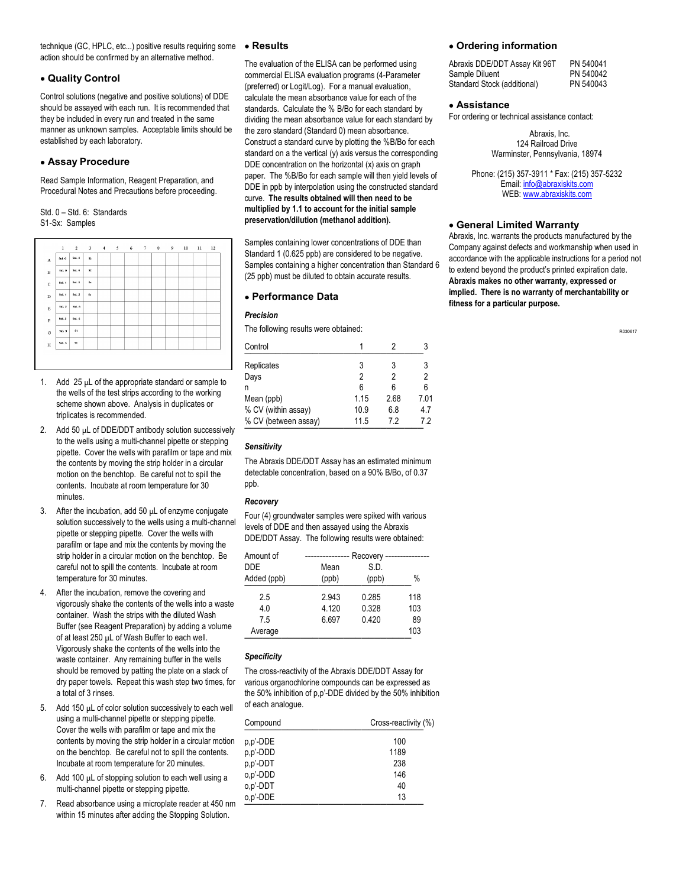technique (GC, HPLC, etc...) positive results requiring some action should be confirmed by an alternative method.

## • Quality Control

Control solutions (negative and positive solutions) of DDE should be assayed with each run. It is recommended that they be included in every run and treated in the same manner as unknown samples. Acceptable limits should be established by each laboratory.

## • Assay Procedure

Read Sample Information, Reagent Preparation, and Procedural Notes and Precautions before proceeding.

Std. 0 – Std. 6: Standards
S1-Sx: Samples

| | 1 | 2 | 3 | 4 | 5 | 6 | 7 | 8 | 9 | 10 | 11 | 12 |
|---|---|---|---|---|---|---|---|---|---|---|---|---|
| A | Std. 0 | Std. 4 | S2 | | | | | | | | | |
| B | Std. 0 | Std. 4 | S2 | | | | | | | | | |
| C | Std. 1 | Std. 5 | Sx | | | | | | | | | |
| D | Std. 1 | Std. 5 | Sx | | | | | | | | | |
| E | Std. 2 | Std. 6 | | | | | | | | | | |
| F | Std. 2 | Std. 6 | | | | | | | | | | |
| G | Std. 3 | S1 | | | | | | | | | | |
| H | Std. 3 | S1 | | | | | | | | | | |

1. Add 25 µL of the appropriate standard or sample to the wells of the test strips according to the working scheme shown above. Analysis in duplicates or triplicates is recommended.
2. Add 50 µL of DDE/DDT antibody solution successively to the wells using a multi-channel pipette or stepping pipette. Cover the wells with parafilm or tape and mix the contents by moving the strip holder in a circular motion on the benchtop. Be careful not to spill the contents. Incubate at room temperature for 30 minutes.
3. After the incubation, add 50 µL of enzyme conjugate solution successively to the wells using a multi-channel pipette or stepping pipette. Cover the wells with parafilm or tape and mix the contents by moving the strip holder in a circular motion on the benchtop. Be careful not to spill the contents. Incubate at room temperature for 30 minutes.
4. After the incubation, remove the covering and vigorously shake the contents of the wells into a waste container. Wash the strips with the diluted Wash Buffer (see Reagent Preparation) by adding a volume of at least 250 µL of Wash Buffer to each well. Vigorously shake the contents of the wells into the waste container. Any remaining buffer in the wells should be removed by patting the plate on a stack of dry paper towels. Repeat this wash step two times, for a total of 3 rinses.
5. Add 150 µL of color solution successively to each well using a multi-channel pipette or stepping pipette. Cover the wells with parafilm or tape and mix the contents by moving the strip holder in a circular motion on the benchtop. Be careful not to spill the contents. Incubate at room temperature for 20 minutes.
6. Add 100 µL of stopping solution to each well using a multi-channel pipette or stepping pipette.
7. Read absorbance using a microplate reader at 450 nm within 15 minutes after adding the Stopping Solution.

## • Results

The evaluation of the ELISA can be performed using commercial ELISA evaluation programs (4-Parameter (preferred) or Logit/Log). For a manual evaluation, calculate the mean absorbance value for each of the standards. Calculate the % B/Bo for each standard by dividing the mean absorbance value for each standard by the zero standard (Standard 0) mean absorbance. Construct a standard curve by plotting the %B/Bo for each standard on a the vertical (y) axis versus the corresponding DDE concentration on the horizontal (x) axis on graph paper. The %B/Bo for each sample will then yield levels of DDE in ppb by interpolation using the constructed standard curve. **The results obtained will then need to be multiplied by 1.1 to account for the initial sample preservation/dilution (methanol addition).**

Samples containing lower concentrations of DDE than Standard 1 (0.625 ppb) are considered to be negative. Samples containing a higher concentration than Standard 6 (25 ppb) must be diluted to obtain accurate results.

## • Performance Data

### *Precision*

The following results were obtained:

| Control | 1 | 2 | 3 |
|---|---|---|---|
| Replicates | 3 | 3 | 3 |
| Days | 2 | 2 | 2 |
| n | 6 | 6 | 6 |
| Mean (ppb) | 1.15 | 2.68 | 7.01 |
| % CV (within assay) | 10.9 | 6.8 | 4.7 |
| % CV (between assay) | 11.5 | 7.2 | 7.2 |

### *Sensitivity*

The Abraxis DDE/DDT Assay has an estimated minimum detectable concentration, based on a 90% B/Bo, of 0.37 ppb.

### *Recovery*

Four (4) groundwater samples were spiked with various levels of DDE and then assayed using the Abraxis DDE/DDT Assay. The following results were obtained:

| Amount of DDE Added (ppb) | Recovery Mean (ppb) | Recovery S.D. (ppb) | Recovery % |
|---|---|---|---|
| 2.5 | 2.943 | 0.285 | 118 |
| 4.0 | 4.120 | 0.328 | 103 |
| 7.5 | 6.697 | 0.420 | 89 |
| Average | | | 103 |

### *Specificity*

The cross-reactivity of the Abraxis DDE/DDT Assay for various organochlorine compounds can be expressed as the 50% inhibition of p,p'-DDE divided by the 50% inhibition of each analogue.

| Compound | Cross-reactivity (%) |
|---|---|
| p,p'-DDE | 100 |
| p,p'-DDD | 1189 |
| p,p'-DDT | 238 |
| o,p'-DDD | 146 |
| o,p'-DDT | 40 |
| o,p'-DDE | 13 |

## • Ordering information

| | |
|---|---|
| Abraxis DDE/DDT Assay Kit 96T | PN 540041 |
| Sample Diluent | PN 540042 |
| Standard Stock (additional) | PN 540043 |

## • Assistance

For ordering or technical assistance contact:

Abraxis, Inc.
124 Railroad Drive
Warminster, Pennsylvania, 18974

Phone: (215) 357-3911 * Fax: (215) 357-5232
Email: info@abraxiskits.com
WEB: www.abraxiskits.com

## • General Limited Warranty

Abraxis, Inc. warrants the products manufactured by the Company against defects and workmanship when used in accordance with the applicable instructions for a period not to extend beyond the product's printed expiration date. **Abraxis makes no other warranty, expressed or implied. There is no warranty of merchantability or fitness for a particular purpose.**

R030617